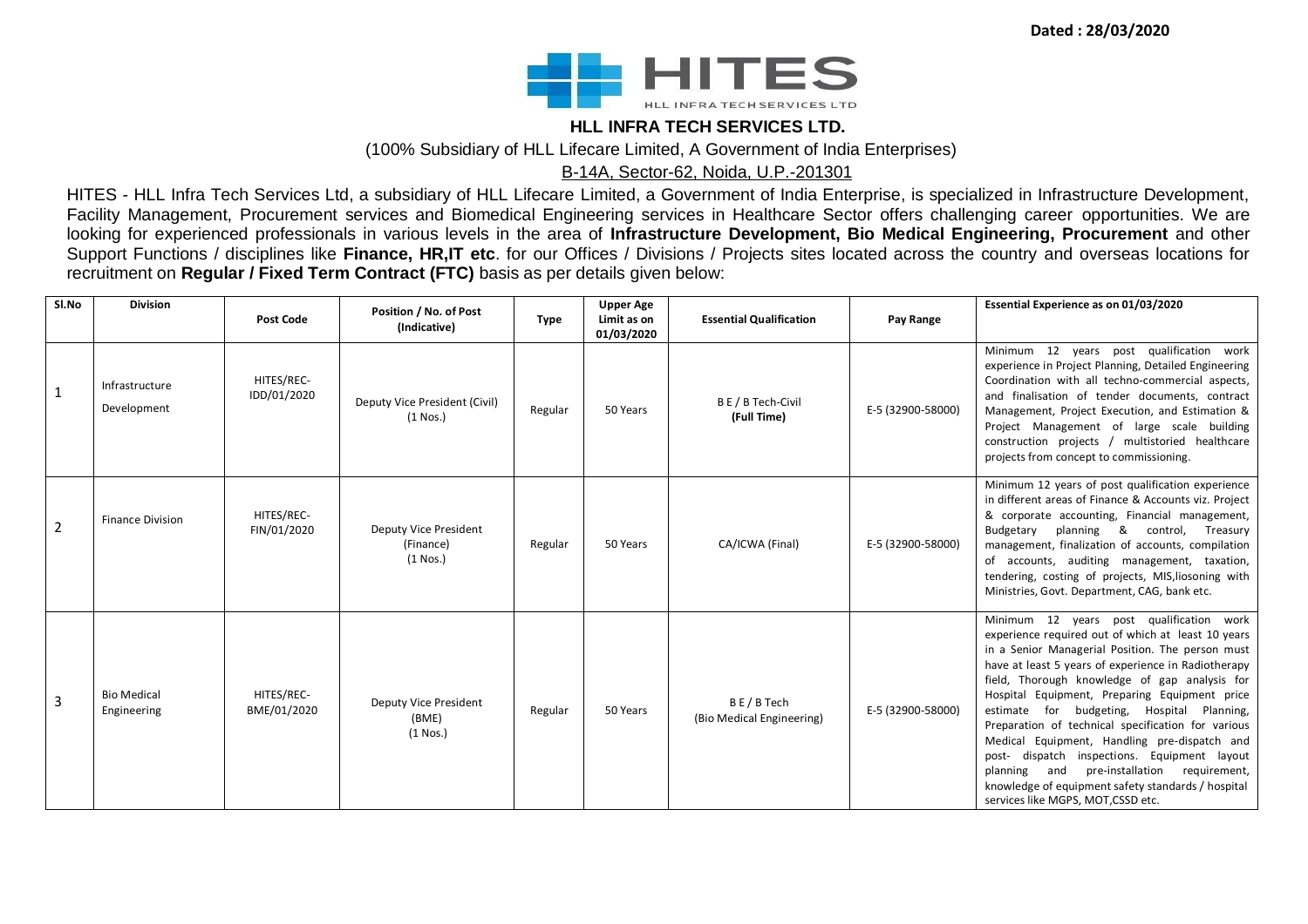Dated : 28/03/2020

# HLL INFRA TECH SERVICES LTD.

(100% Subsidiary of HLL Lifecare Limited, A Government of India Enterprises)

B-14A, Sector-62, Noida, U.P.-201301

HITES - HLL Infra Tech Services Ltd, a subsidiary of HLL Lifecare Limited, a Government of India Enterprise, is specialized in Infrastructure Development, Facility Management, Procurement services and Biomedical Engineering services in Healthcare Sector offers challenging career opportunities. We are looking for experienced professionals in various levels in the area of **Infrastructure Development, Bio Medical Engineering, Procurement** and other Support Functions / disciplines like **Finance, HR,IT etc**. for our Offices / Divisions / Projects sites located across the country and overseas locations for recruitment on **Regular / Fixed Term Contract (FTC)** basis as per details given below:

| Sl.No | Division | Post Code | Position / No. of Post (Indicative) | Type | Upper Age Limit as on 01/03/2020 | Essential Qualification | Pay Range | Essential Experience as on 01/03/2020 |
|---|---|---|---|---|---|---|---|---|
| 1 | Infrastructure Development | HITES/REC-IDD/01/2020 | Deputy Vice President (Civil) (1 Nos.) | Regular | 50 Years | B E / B Tech-Civil **(Full Time)** | E-5 (32900-58000) | Minimum 12 years post qualification work experience in Project Planning, Detailed Engineering Coordination with all techno-commercial aspects, and finalisation of tender documents, contract Management, Project Execution, and Estimation & Project Management of large scale building construction projects / multistoried healthcare projects from concept to commissioning. |
| 2 | Finance Division | HITES/REC-FIN/01/2020 | Deputy Vice President (Finance) (1 Nos.) | Regular | 50 Years | CA/ICWA (Final) | E-5 (32900-58000) | Minimum 12 years of post qualification experience in different areas of Finance & Accounts viz. Project & corporate accounting, Financial management, Budgetary planning & control, Treasury management, finalization of accounts, compilation of accounts, auditing management, taxation, tendering, costing of projects, MIS,liosoning with Ministries, Govt. Department, CAG, bank etc. |
| 3 | Bio Medical Engineering | HITES/REC-BME/01/2020 | Deputy Vice President (BME) (1 Nos.) | Regular | 50 Years | B E / B Tech (Bio Medical Engineering) | E-5 (32900-58000) | Minimum 12 years post qualification work experience required out of which at least 10 years in a Senior Managerial Position. The person must have at least 5 years of experience in Radiotherapy field, Thorough knowledge of gap analysis for Hospital Equipment, Preparing Equipment price estimate for budgeting, Hospital Planning, Preparation of technical specification for various Medical Equipment, Handling pre-dispatch and post- dispatch inspections. Equipment layout planning and pre-installation requirement, knowledge of equipment safety standards / hospital services like MGPS, MOT,CSSD etc. |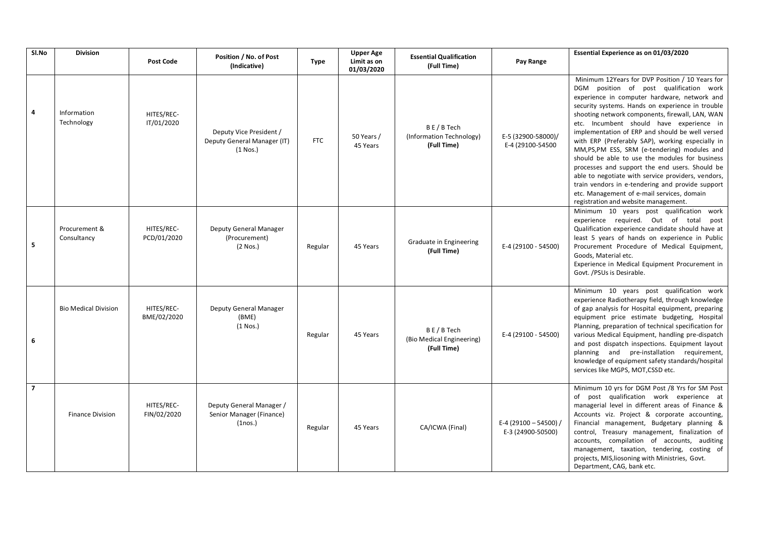| Sl.No | Division | Post Code | Position / No. of Post (Indicative) | Type | Upper Age Limit as on 01/03/2020 | Essential Qualification (Full Time) | Pay Range | Essential Experience as on 01/03/2020 |
|---|---|---|---|---|---|---|---|---|
| 4 | Information Technology | HITES/REC-IT/01/2020 | Deputy Vice President / Deputy General Manager (IT) (1 Nos.) | FTC | 50 Years / 45 Years | B E / B Tech (Information Technology) **(Full Time)** | E-5 (32900-58000)/ E-4 (29100-54500 | Minimum 12Years for DVP Position / 10 Years for DGM position of post qualification work experience in computer hardware, network and security systems. Hands on experience in trouble shooting network components, firewall, LAN, WAN etc. Incumbent should have experience in implementation of ERP and should be well versed with ERP (Preferably SAP), working especially in MM,PS,PM ESS, SRM (e-tendering) modules and should be able to use the modules for business processes and support the end users. Should be able to negotiate with service providers, vendors, train vendors in e-tendering and provide support etc. Management of e-mail services, domain registration and website management. |
| 5 | Procurement & Consultancy | HITES/REC-PCD/01/2020 | Deputy General Manager (Procurement) (2 Nos.) | Regular | 45 Years | Graduate in Engineering **(Full Time)** | E-4 (29100 - 54500) | Minimum 10 years post qualification work experience required. Out of total post Qualification experience candidate should have at least 5 years of hands on experience in Public Procurement Procedure of Medical Equipment, Goods, Material etc.<br>Experience in Medical Equipment Procurement in Govt. /PSUs is Desirable. |
| 6 | Bio Medical Division | HITES/REC-BME/02/2020 | Deputy General Manager (BME) (1 Nos.) | Regular | 45 Years | B E / B Tech (Bio Medical Engineering) **(Full Time)** | E-4 (29100 - 54500) | Minimum 10 years post qualification work experience Radiotherapy field, through knowledge of gap analysis for Hospital equipment, preparing equipment price estimate budgeting, Hospital Planning, preparation of technical specification for various Medical Equipment, handling pre-dispatch and post dispatch inspections. Equipment layout planning and pre-installation requirement, knowledge of equipment safety standards/hospital services like MGPS, MOT,CSSD etc. |
| 7 | Finance Division | HITES/REC-FIN/02/2020 | Deputy General Manager / Senior Manager (Finance) (1nos.) | Regular | 45 Years | CA/ICWA (Final) | E-4 (29100 – 54500) / E-3 (24900-50500) | Minimum 10 yrs for DGM Post /8 Yrs for SM Post of post qualification work experience at managerial level in different areas of Finance & Accounts viz. Project & corporate accounting, Financial management, Budgetary planning & control, Treasury management, finalization of accounts, compilation of accounts, auditing management, taxation, tendering, costing of projects, MIS,liosoning with Ministries, Govt. Department, CAG, bank etc. |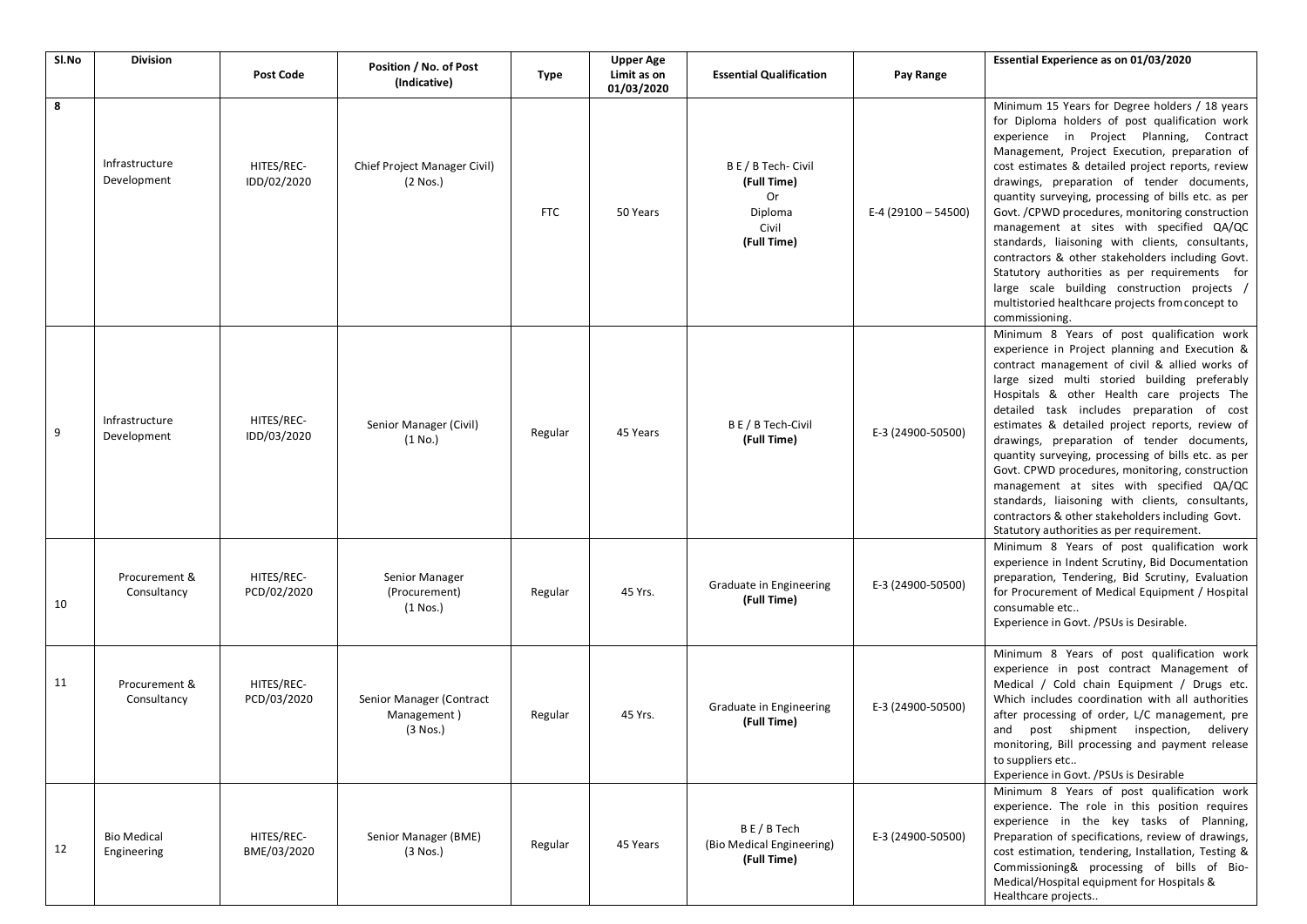| Sl.No | Division | Post Code | Position / No. of Post (Indicative) | Type | Upper Age Limit as on 01/03/2020 | Essential Qualification | Pay Range | Essential Experience as on 01/03/2020 |
|---|---|---|---|---|---|---|---|---|
| **8** | Infrastructure Development | HITES/REC-IDD/02/2020 | Chief Project Manager Civil) (2 Nos.) | FTC | 50 Years | B E / B Tech- Civil **(Full Time)** Or Diploma Civil **(Full Time)** | E-4 (29100 – 54500) | Minimum 15 Years for Degree holders / 18 years for Diploma holders of post qualification work experience in Project Planning, Contract Management, Project Execution, preparation of cost estimates & detailed project reports, review drawings, preparation of tender documents, quantity surveying, processing of bills etc. as per Govt. /CPWD procedures, monitoring construction management at sites with specified QA/QC standards, liaisoning with clients, consultants, contractors & other stakeholders including Govt. Statutory authorities as per requirements for large scale building construction projects / multistoried healthcare projects from concept to commissioning. |
| 9 | Infrastructure Development | HITES/REC-IDD/03/2020 | Senior Manager (Civil) (1 No.) | Regular | 45 Years | B E / B Tech-Civil **(Full Time)** | E-3 (24900-50500) | Minimum 8 Years of post qualification work experience in Project planning and Execution & contract management of civil & allied works of large sized multi storied building preferably Hospitals & other Health care projects The detailed task includes preparation of cost estimates & detailed project reports, review of drawings, preparation of tender documents, quantity surveying, processing of bills etc. as per Govt. CPWD procedures, monitoring, construction management at sites with specified QA/QC standards, liaisoning with clients, consultants, contractors & other stakeholders including Govt. Statutory authorities as per requirement. |
| 10 | Procurement & Consultancy | HITES/REC-PCD/02/2020 | Senior Manager (Procurement) (1 Nos.) | Regular | 45 Yrs. | Graduate in Engineering **(Full Time)** | E-3 (24900-50500) | Minimum 8 Years of post qualification work experience in Indent Scrutiny, Bid Documentation preparation, Tendering, Bid Scrutiny, Evaluation for Procurement of Medical Equipment / Hospital consumable etc.. Experience in Govt. /PSUs is Desirable. |
| 11 | Procurement & Consultancy | HITES/REC-PCD/03/2020 | Senior Manager (Contract Management ) (3 Nos.) | Regular | 45 Yrs. | Graduate in Engineering **(Full Time)** | E-3 (24900-50500) | Minimum 8 Years of post qualification work experience in post contract Management of Medical / Cold chain Equipment / Drugs etc. Which includes coordination with all authorities after processing of order, L/C management, pre and post shipment inspection, delivery monitoring, Bill processing and payment release to suppliers etc.. Experience in Govt. /PSUs is Desirable |
| 12 | Bio Medical Engineering | HITES/REC-BME/03/2020 | Senior Manager (BME) (3 Nos.) | Regular | 45 Years | B E / B Tech (Bio Medical Engineering) **(Full Time)** | E-3 (24900-50500) | Minimum 8 Years of post qualification work experience. The role in this position requires experience in the key tasks of Planning, Preparation of specifications, review of drawings, cost estimation, tendering, Installation, Testing & Commissioning& processing of bills of Bio-Medical/Hospital equipment for Hospitals & Healthcare projects.. |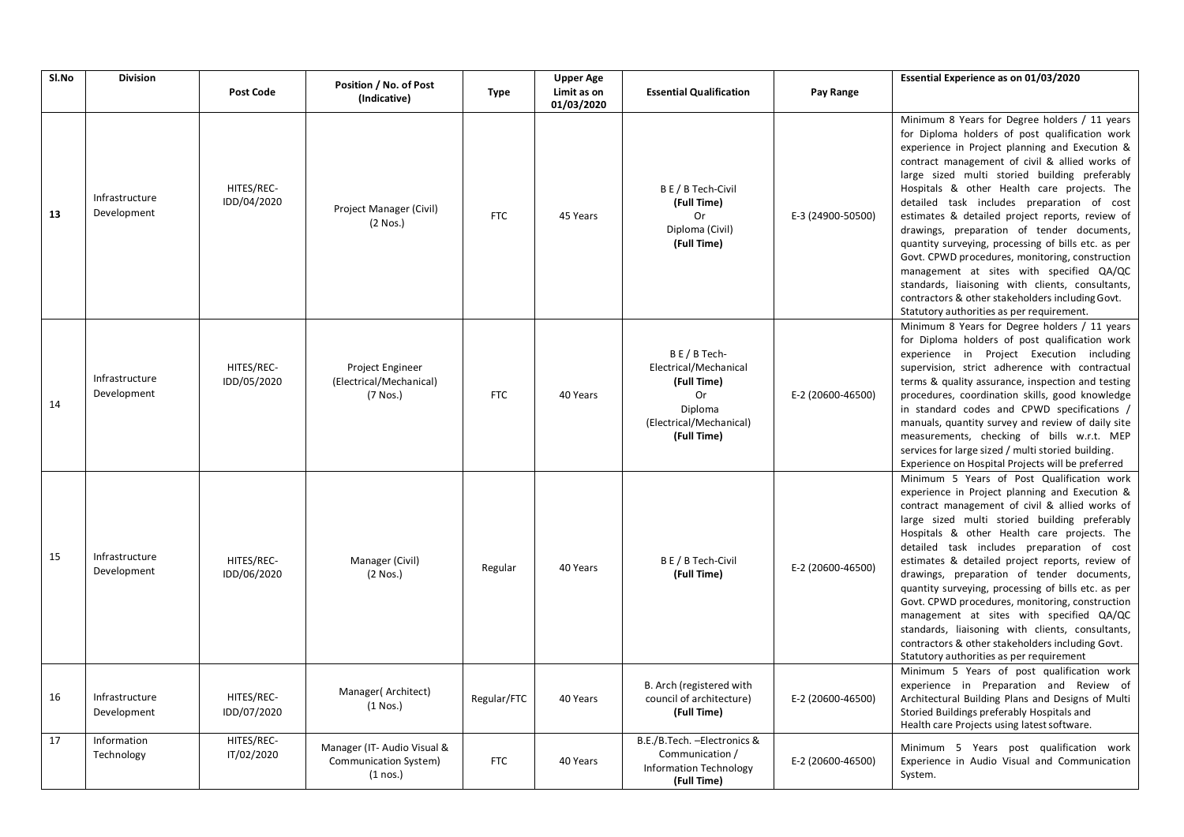| Sl.No | Division | Post Code | Position / No. of Post (Indicative) | Type | Upper Age Limit as on 01/03/2020 | Essential Qualification | Pay Range | Essential Experience as on 01/03/2020 |
|---|---|---|---|---|---|---|---|---|
| 13 | Infrastructure Development | HITES/REC-IDD/04/2020 | Project Manager (Civil) (2 Nos.) | FTC | 45 Years | B E / B Tech-Civil **(Full Time)** Or Diploma (Civil) **(Full Time)** | E-3 (24900-50500) | Minimum 8 Years for Degree holders / 11 years for Diploma holders of post qualification work experience in Project planning and Execution & contract management of civil & allied works of large sized multi storied building preferably Hospitals & other Health care projects. The detailed task includes preparation of cost estimates & detailed project reports, review of drawings, preparation of tender documents, quantity surveying, processing of bills etc. as per Govt. CPWD procedures, monitoring, construction management at sites with specified QA/QC standards, liaisoning with clients, consultants, contractors & other stakeholders including Govt. Statutory authorities as per requirement. |
| 14 | Infrastructure Development | HITES/REC-IDD/05/2020 | Project Engineer (Electrical/Mechanical) (7 Nos.) | FTC | 40 Years | B E / B Tech-Electrical/Mechanical **(Full Time)** Or Diploma (Electrical/Mechanical) **(Full Time)** | E-2 (20600-46500) | Minimum 8 Years for Degree holders / 11 years for Diploma holders of post qualification work experience in Project Execution including supervision, strict adherence with contractual terms & quality assurance, inspection and testing procedures, coordination skills, good knowledge in standard codes and CPWD specifications / manuals, quantity survey and review of daily site measurements, checking of bills w.r.t. MEP services for large sized / multi storied building. Experience on Hospital Projects will be preferred |
| 15 | Infrastructure Development | HITES/REC-IDD/06/2020 | Manager (Civil) (2 Nos.) | Regular | 40 Years | B E / B Tech-Civil **(Full Time)** | E-2 (20600-46500) | Minimum 5 Years of Post Qualification work experience in Project planning and Execution & contract management of civil & allied works of large sized multi storied building preferably Hospitals & other Health care projects. The detailed task includes preparation of cost estimates & detailed project reports, review of drawings, preparation of tender documents, quantity surveying, processing of bills etc. as per Govt. CPWD procedures, monitoring, construction management at sites with specified QA/QC standards, liaisoning with clients, consultants, contractors & other stakeholders including Govt. Statutory authorities as per requirement |
| 16 | Infrastructure Development | HITES/REC-IDD/07/2020 | Manager( Architect) (1 Nos.) | Regular/FTC | 40 Years | B. Arch (registered with council of architecture) **(Full Time)** | E-2 (20600-46500) | Minimum 5 Years of post qualification work experience in Preparation and Review of Architectural Building Plans and Designs of Multi Storied Buildings preferably Hospitals and Health care Projects using latest software. |
| 17 | Information Technology | HITES/REC-IT/02/2020 | Manager (IT- Audio Visual & Communication System) (1 nos.) | FTC | 40 Years | B.E./B.Tech. –Electronics & Communication / Information Technology **(Full Time)** | E-2 (20600-46500) | Minimum 5 Years post qualification work Experience in Audio Visual and Communication System. |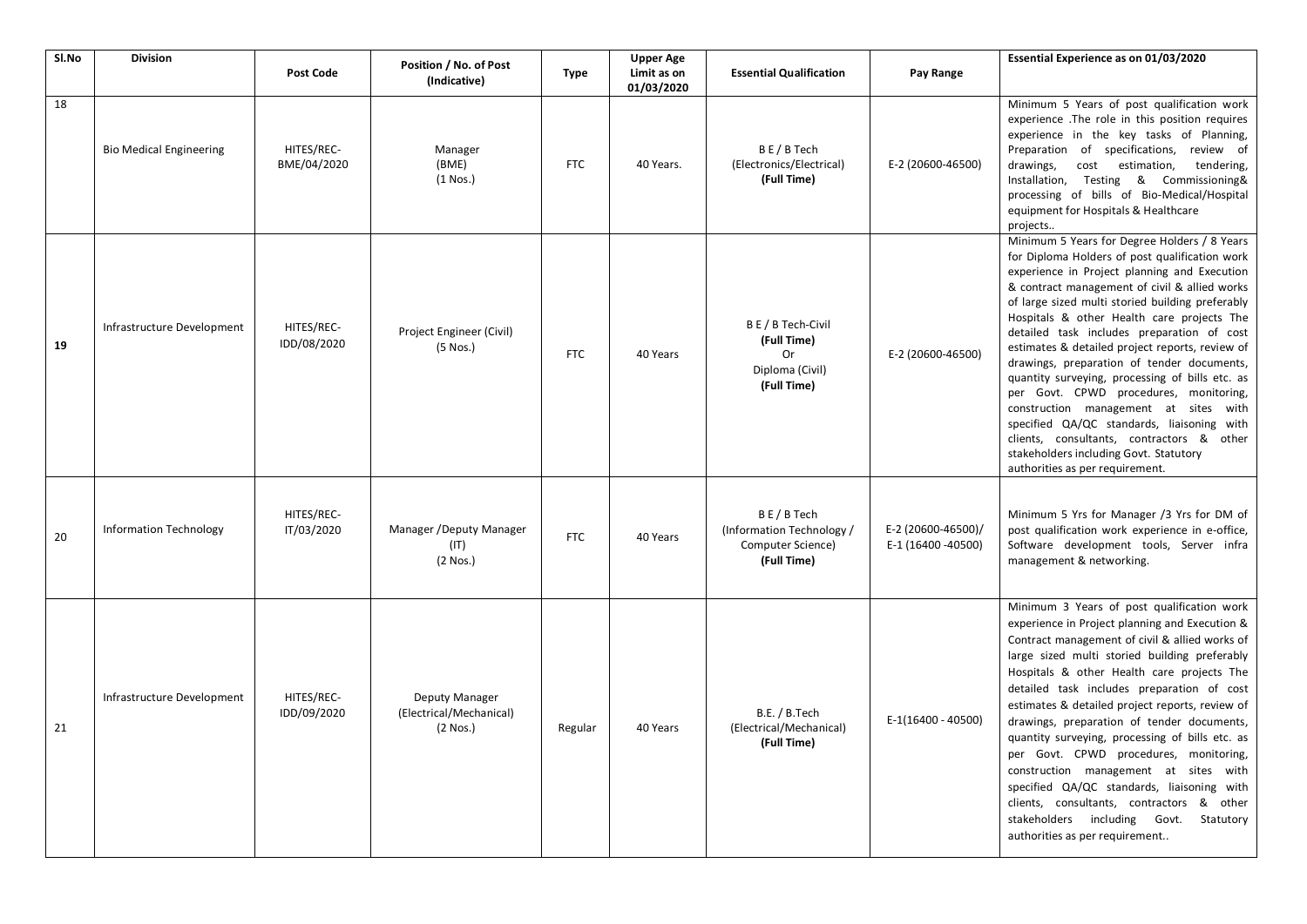| Sl.No | Division | Post Code | Position / No. of Post (Indicative) | Type | Upper Age Limit as on 01/03/2020 | Essential Qualification | Pay Range | Essential Experience as on 01/03/2020 |
|---|---|---|---|---|---|---|---|---|
| 18 | Bio Medical Engineering | HITES/REC-BME/04/2020 | Manager (BME) (1 Nos.) | FTC | 40 Years. | B E / B Tech (Electronics/Electrical) **(Full Time)** | E-2 (20600-46500) | Minimum 5 Years of post qualification work experience .The role in this position requires experience in the key tasks of Planning, Preparation of specifications, review of drawings, cost estimation, tendering, Installation, Testing & Commissioning& processing of bills of Bio-Medical/Hospital equipment for Hospitals & Healthcare projects.. |
| **19** | Infrastructure Development | HITES/REC-IDD/08/2020 | Project Engineer (Civil) (5 Nos.) | FTC | 40 Years | B E / B Tech-Civil **(Full Time)** Or Diploma (Civil) **(Full Time)** | E-2 (20600-46500) | Minimum 5 Years for Degree Holders / 8 Years for Diploma Holders of post qualification work experience in Project planning and Execution & contract management of civil & allied works of large sized multi storied building preferably Hospitals & other Health care projects The detailed task includes preparation of cost estimates & detailed project reports, review of drawings, preparation of tender documents, quantity surveying, processing of bills etc. as per Govt. CPWD procedures, monitoring, construction management at sites with specified QA/QC standards, liaisoning with clients, consultants, contractors & other stakeholders including Govt. Statutory authorities as per requirement. |
| 20 | Information Technology | HITES/REC-IT/03/2020 | Manager /Deputy Manager (IT) (2 Nos.) | FTC | 40 Years | B E / B Tech (Information Technology / Computer Science) **(Full Time)** | E-2 (20600-46500)/ E-1 (16400 -40500) | Minimum 5 Yrs for Manager /3 Yrs for DM of post qualification work experience in e-office, Software development tools, Server infra management & networking. |
| 21 | Infrastructure Development | HITES/REC-IDD/09/2020 | Deputy Manager (Electrical/Mechanical) (2 Nos.) | Regular | 40 Years | B.E. / B.Tech (Electrical/Mechanical) **(Full Time)** | E-1(16400 - 40500) | Minimum 3 Years of post qualification work experience in Project planning and Execution & Contract management of civil & allied works of large sized multi storied building preferably Hospitals & other Health care projects The detailed task includes preparation of cost estimates & detailed project reports, review of drawings, preparation of tender documents, quantity surveying, processing of bills etc. as per Govt. CPWD procedures, monitoring, construction management at sites with specified QA/QC standards, liaisoning with clients, consultants, contractors & other stakeholders including Govt. Statutory authorities as per requirement.. |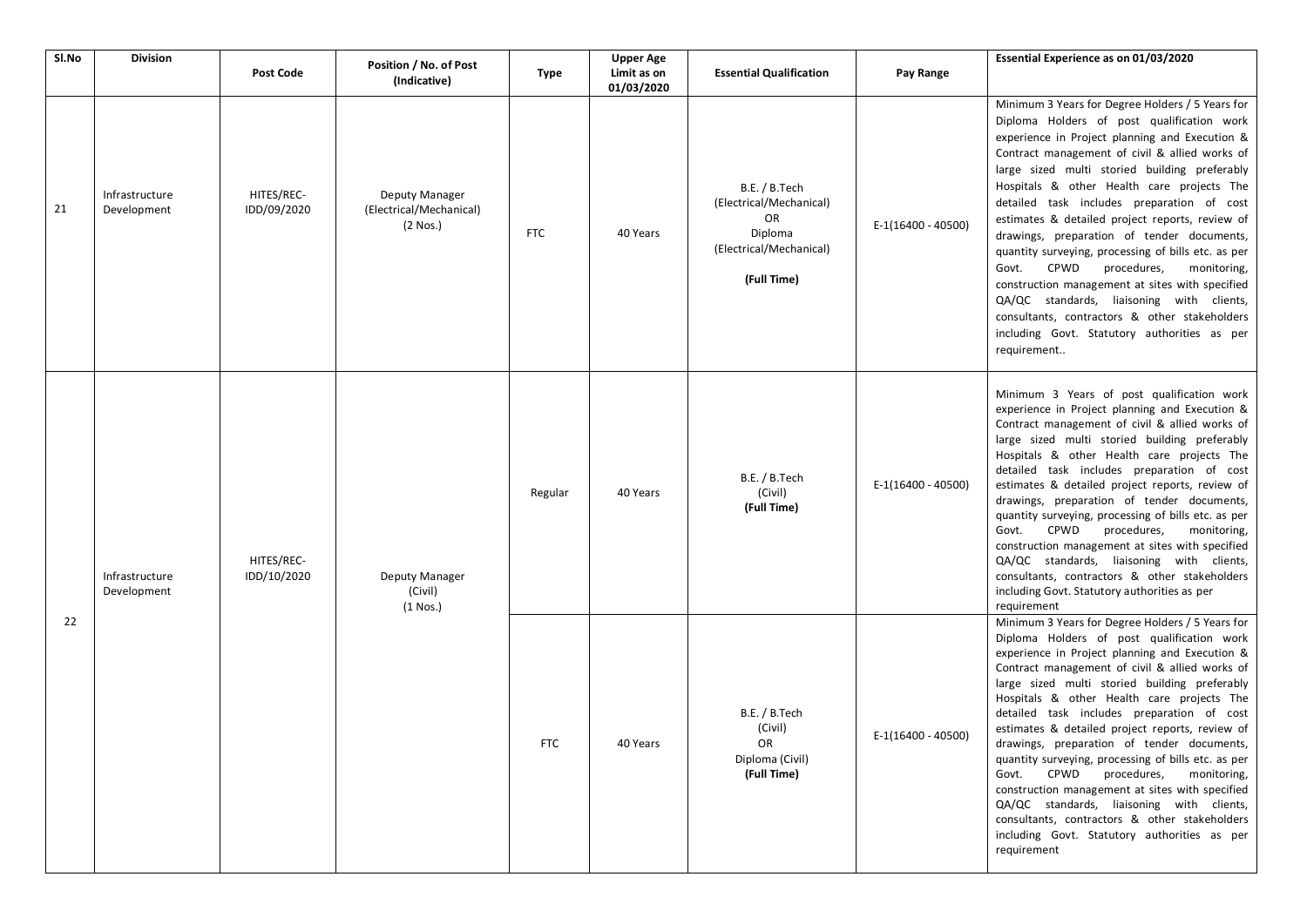| Sl.No | Division | Post Code | Position / No. of Post (Indicative) | Type | Upper Age Limit as on 01/03/2020 | Essential Qualification | Pay Range | Essential Experience as on 01/03/2020 |
|---|---|---|---|---|---|---|---|---|
| 21 | Infrastructure Development | HITES/REC-IDD/09/2020 | Deputy Manager (Electrical/Mechanical) (2 Nos.) | FTC | 40 Years | B.E. / B.Tech (Electrical/Mechanical) OR Diploma (Electrical/Mechanical) **(Full Time)** | E-1(16400 - 40500) | Minimum 3 Years for Degree Holders / 5 Years for Diploma Holders of post qualification work experience in Project planning and Execution & Contract management of civil & allied works of large sized multi storied building preferably Hospitals & other Health care projects The detailed task includes preparation of cost estimates & detailed project reports, review of drawings, preparation of tender documents, quantity surveying, processing of bills etc. as per Govt. CPWD procedures, monitoring, construction management at sites with specified QA/QC standards, liaisoning with clients, consultants, contractors & other stakeholders including Govt. Statutory authorities as per requirement.. |
| 22 | Infrastructure Development | HITES/REC-IDD/10/2020 | Deputy Manager (Civil) (1 Nos.) | Regular | 40 Years | B.E. / B.Tech (Civil) **(Full Time)** | E-1(16400 - 40500) | Minimum 3 Years of post qualification work experience in Project planning and Execution & Contract management of civil & allied works of large sized multi storied building preferably Hospitals & other Health care projects The detailed task includes preparation of cost estimates & detailed project reports, review of drawings, preparation of tender documents, quantity surveying, processing of bills etc. as per Govt. CPWD procedures, monitoring, construction management at sites with specified QA/QC standards, liaisoning with clients, consultants, contractors & other stakeholders including Govt. Statutory authorities as per requirement |
| | | | | FTC | 40 Years | B.E. / B.Tech (Civil) OR Diploma (Civil) **(Full Time)** | E-1(16400 - 40500) | Minimum 3 Years for Degree Holders / 5 Years for Diploma Holders of post qualification work experience in Project planning and Execution & Contract management of civil & allied works of large sized multi storied building preferably Hospitals & other Health care projects The detailed task includes preparation of cost estimates & detailed project reports, review of drawings, preparation of tender documents, quantity surveying, processing of bills etc. as per Govt. CPWD procedures, monitoring, construction management at sites with specified QA/QC standards, liaisoning with clients, consultants, contractors & other stakeholders including Govt. Statutory authorities as per requirement |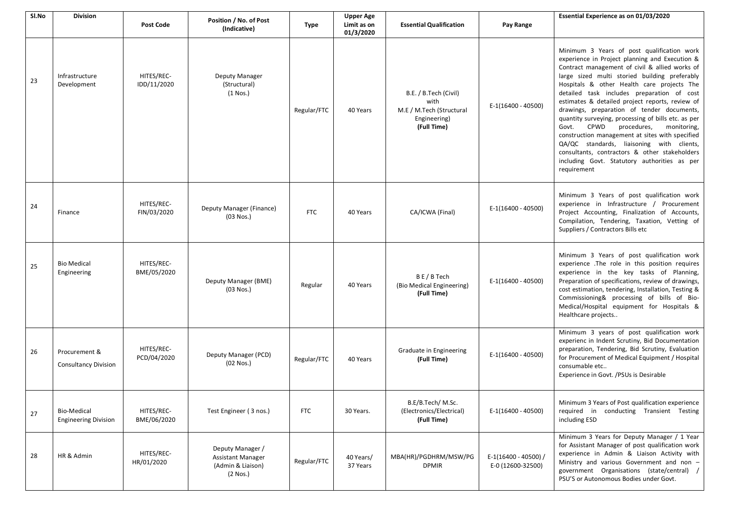| Sl.No | Division | Post Code | Position / No. of Post (Indicative) | Type | Upper Age Limit as on 01/3/2020 | Essential Qualification | Pay Range | Essential Experience as on 01/03/2020 |
|---|---|---|---|---|---|---|---|---|
| 23 | Infrastructure Development | HITES/REC-IDD/11/2020 | Deputy Manager (Structural) (1 Nos.) | Regular/FTC | 40 Years | B.E. / B.Tech (Civil) with M.E / M.Tech (Structural Engineering) **(Full Time)** | E-1(16400 - 40500) | Minimum 3 Years of post qualification work experience in Project planning and Execution & Contract management of civil & allied works of large sized multi storied building preferably Hospitals & other Health care projects The detailed task includes preparation of cost estimates & detailed project reports, review of drawings, preparation of tender documents, quantity surveying, processing of bills etc. as per Govt. CPWD procedures, monitoring, construction management at sites with specified QA/QC standards, liaisoning with clients, consultants, contractors & other stakeholders including Govt. Statutory authorities as per requirement |
| 24 | Finance | HITES/REC-FIN/03/2020 | Deputy Manager (Finance) (03 Nos.) | FTC | 40 Years | CA/ICWA (Final) | E-1(16400 - 40500) | Minimum 3 Years of post qualification work experience in Infrastructure / Procurement Project Accounting, Finalization of Accounts, Compilation, Tendering, Taxation, Vetting of Suppliers / Contractors Bills etc |
| 25 | Bio Medical Engineering | HITES/REC-BME/05/2020 | Deputy Manager (BME) (03 Nos.) | Regular | 40 Years | B E / B Tech (Bio Medical Engineering) **(Full Time)** | E-1(16400 - 40500) | Minimum 3 Years of post qualification work experience .The role in this position requires experience in the key tasks of Planning, Preparation of specifications, review of drawings, cost estimation, tendering, Installation, Testing & Commissioning& processing of bills of Bio-Medical/Hospital equipment for Hospitals & Healthcare projects.. |
| 26 | Procurement & Consultancy Division | HITES/REC-PCD/04/2020 | Deputy Manager (PCD) (02 Nos.) | Regular/FTC | 40 Years | Graduate in Engineering **(Full Time)** | E-1(16400 - 40500) | Minimum 3 years of post qualification work experienc in Indent Scrutiny, Bid Documentation preparation, Tendering, Bid Scrutiny, Evaluation for Procurement of Medical Equipment / Hospital consumable etc.. Experience in Govt. /PSUs is Desirable |
| 27 | Bio-Medical Engineering Division | HITES/REC-BME/06/2020 | Test Engineer ( 3 nos.) | FTC | 30 Years. | B.E/B.Tech/ M.Sc. (Electronics/Electrical) **(Full Time)** | E-1(16400 - 40500) | Minimum 3 Years of Post qualification experience required in conducting Transient Testing including ESD |
| 28 | HR & Admin | HITES/REC-HR/01/2020 | Deputy Manager / Assistant Manager (Admin & Liaison) (2 Nos.) | Regular/FTC | 40 Years/ 37 Years | MBA(HR)/PGDHRM/MSW/PG DPMIR | E-1(16400 - 40500) / E-0 (12600-32500) | Minimum 3 Years for Deputy Manager / 1 Year for Assistant Manager of post qualification work experience in Admin & Liaison Activity with Ministry and various Government and non – government Organisations (state/central) / PSU'S or Autonomous Bodies under Govt. |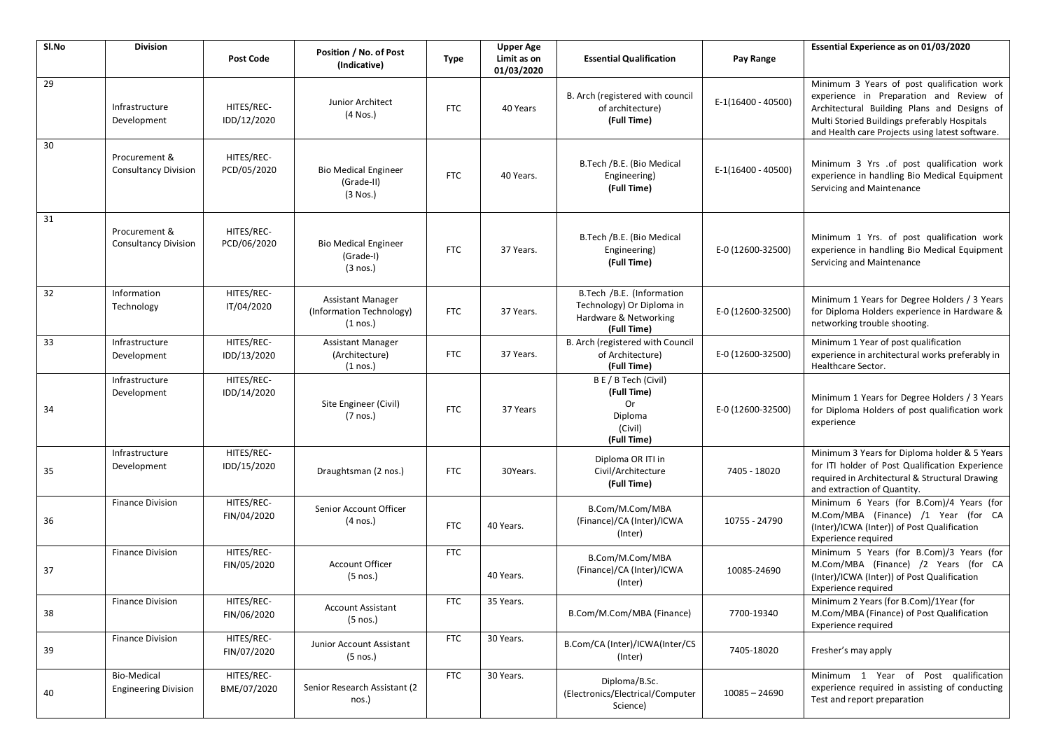| Sl.No | Division | Post Code | Position / No. of Post (Indicative) | Type | Upper Age Limit as on 01/03/2020 | Essential Qualification | Pay Range | Essential Experience as on 01/03/2020 |
|---|---|---|---|---|---|---|---|---|
| 29 | Infrastructure Development | HITES/REC-IDD/12/2020 | Junior Architect (4 Nos.) | FTC | 40 Years | B. Arch (registered with council of architecture) **(Full Time)** | E-1(16400 - 40500) | Minimum 3 Years of post qualification work experience in Preparation and Review of Architectural Building Plans and Designs of Multi Storied Buildings preferably Hospitals and Health care Projects using latest software. |
| 30 | Procurement & Consultancy Division | HITES/REC-PCD/05/2020 | Bio Medical Engineer (Grade-II) (3 Nos.) | FTC | 40 Years. | B.Tech /B.E. (Bio Medical Engineering) **(Full Time)** | E-1(16400 - 40500) | Minimum 3 Yrs .of post qualification work experience in handling Bio Medical Equipment Servicing and Maintenance |
| 31 | Procurement & Consultancy Division | HITES/REC-PCD/06/2020 | Bio Medical Engineer (Grade-I) (3 nos.) | FTC | 37 Years. | B.Tech /B.E. (Bio Medical Engineering) **(Full Time)** | E-0 (12600-32500) | Minimum 1 Yrs. of post qualification work experience in handling Bio Medical Equipment Servicing and Maintenance |
| 32 | Information Technology | HITES/REC-IT/04/2020 | Assistant Manager (Information Technology) (1 nos.) | FTC | 37 Years. | B.Tech /B.E. (Information Technology) Or Diploma in Hardware & Networking **(Full Time)** | E-0 (12600-32500) | Minimum 1 Years for Degree Holders / 3 Years for Diploma Holders experience in Hardware & networking trouble shooting. |
| 33 | Infrastructure Development | HITES/REC-IDD/13/2020 | Assistant Manager (Architecture) (1 nos.) | FTC | 37 Years. | B. Arch (registered with Council of Architecture) **(Full Time)** | E-0 (12600-32500) | Minimum 1 Year of post qualification experience in architectural works preferably in Healthcare Sector. |
| 34 | Infrastructure Development | HITES/REC-IDD/14/2020 | Site Engineer (Civil) (7 nos.) | FTC | 37 Years | B E / B Tech (Civil) **(Full Time)** Or Diploma (Civil) **(Full Time)** | E-0 (12600-32500) | Minimum 1 Years for Degree Holders / 3 Years for Diploma Holders of post qualification work experience |
| 35 | Infrastructure Development | HITES/REC-IDD/15/2020 | Draughtsman (2 nos.) | FTC | 30Years. | Diploma OR ITI in Civil/Architecture **(Full Time)** | 7405 - 18020 | Minimum 3 Years for Diploma holder & 5 Years for ITI holder of Post Qualification Experience required in Architectural & Structural Drawing and extraction of Quantity. |
| 36 | Finance Division | HITES/REC-FIN/04/2020 | Senior Account Officer (4 nos.) | FTC | 40 Years. | B.Com/M.Com/MBA (Finance)/CA (Inter)/ICWA (Inter) | 10755 - 24790 | Minimum 6 Years (for B.Com)/4 Years (for M.Com/MBA (Finance) /1 Year (for CA (Inter)/ICWA (Inter)) of Post Qualification Experience required |
| 37 | Finance Division | HITES/REC-FIN/05/2020 | Account Officer (5 nos.) | FTC | 40 Years. | B.Com/M.Com/MBA (Finance)/CA (Inter)/ICWA (Inter) | 10085-24690 | Minimum 5 Years (for B.Com)/3 Years (for M.Com/MBA (Finance) /2 Years (for CA (Inter)/ICWA (Inter)) of Post Qualification Experience required |
| 38 | Finance Division | HITES/REC-FIN/06/2020 | Account Assistant (5 nos.) | FTC | 35 Years. | B.Com/M.Com/MBA (Finance) | 7700-19340 | Minimum 2 Years (for B.Com)/1Year (for M.Com/MBA (Finance) of Post Qualification Experience required |
| 39 | Finance Division | HITES/REC-FIN/07/2020 | Junior Account Assistant (5 nos.) | FTC | 30 Years. | B.Com/CA (Inter)/ICWA(Inter/CS (Inter) | 7405-18020 | Fresher's may apply |
| 40 | Bio-Medical Engineering Division | HITES/REC-BME/07/2020 | Senior Research Assistant (2 nos.) | FTC | 30 Years. | Diploma/B.Sc. (Electronics/Electrical/Computer Science) | 10085 – 24690 | Minimum 1 Year of Post qualification experience required in assisting of conducting Test and report preparation |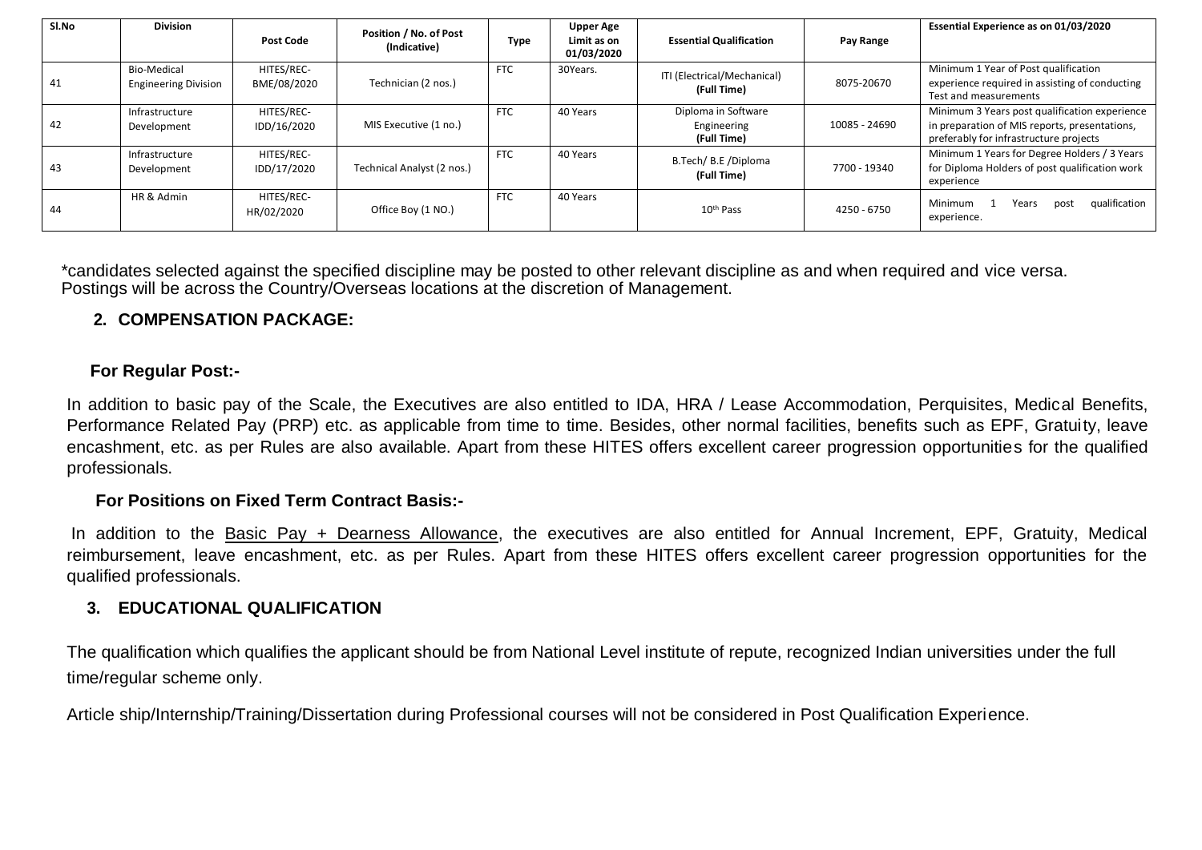| Sl.No | Division | Post Code | Position / No. of Post (Indicative) | Type | Upper Age Limit as on 01/03/2020 | Essential Qualification | Pay Range | Essential Experience as on 01/03/2020 |
|---|---|---|---|---|---|---|---|---|
| 41 | Bio-Medical Engineering Division | HITES/REC-BME/08/2020 | Technician (2 nos.) | FTC | 30Years. | ITI (Electrical/Mechanical) **(Full Time)** | 8075-20670 | Minimum 1 Year of Post qualification experience required in assisting of conducting Test and measurements |
| 42 | Infrastructure Development | HITES/REC-IDD/16/2020 | MIS Executive (1 no.) | FTC | 40 Years | Diploma in Software Engineering **(Full Time)** | 10085 - 24690 | Minimum 3 Years post qualification experience in preparation of MIS reports, presentations, preferably for infrastructure projects |
| 43 | Infrastructure Development | HITES/REC-IDD/17/2020 | Technical Analyst (2 nos.) | FTC | 40 Years | B.Tech/ B.E /Diploma **(Full Time)** | 7700 - 19340 | Minimum 1 Years for Degree Holders / 3 Years for Diploma Holders of post qualification work experience |
| 44 | HR & Admin | HITES/REC-HR/02/2020 | Office Boy (1 NO.) | FTC | 40 Years | 10th Pass | 4250 - 6750 | Minimum 1 Years post qualification experience. |

*candidates selected against the specified discipline may be posted to other relevant discipline as and when required and vice versa. Postings will be across the Country/Overseas locations at the discretion of Management.

## 2. COMPENSATION PACKAGE:

### For Regular Post:-

In addition to basic pay of the Scale, the Executives are also entitled to IDA, HRA / Lease Accommodation, Perquisites, Medical Benefits, Performance Related Pay (PRP) etc. as applicable from time to time. Besides, other normal facilities, benefits such as EPF, Gratuity, leave encashment, etc. as per Rules are also available. Apart from these HITES offers excellent career progression opportunities for the qualified professionals.

### For Positions on Fixed Term Contract Basis:-

In addition to the Basic Pay + Dearness Allowance, the executives are also entitled for Annual Increment, EPF, Gratuity, Medical reimbursement, leave encashment, etc. as per Rules. Apart from these HITES offers excellent career progression opportunities for the qualified professionals.

## 3. EDUCATIONAL QUALIFICATION

The qualification which qualifies the applicant should be from National Level institute of repute, recognized Indian universities under the full time/regular scheme only.

Article ship/Internship/Training/Dissertation during Professional courses will not be considered in Post Qualification Experience.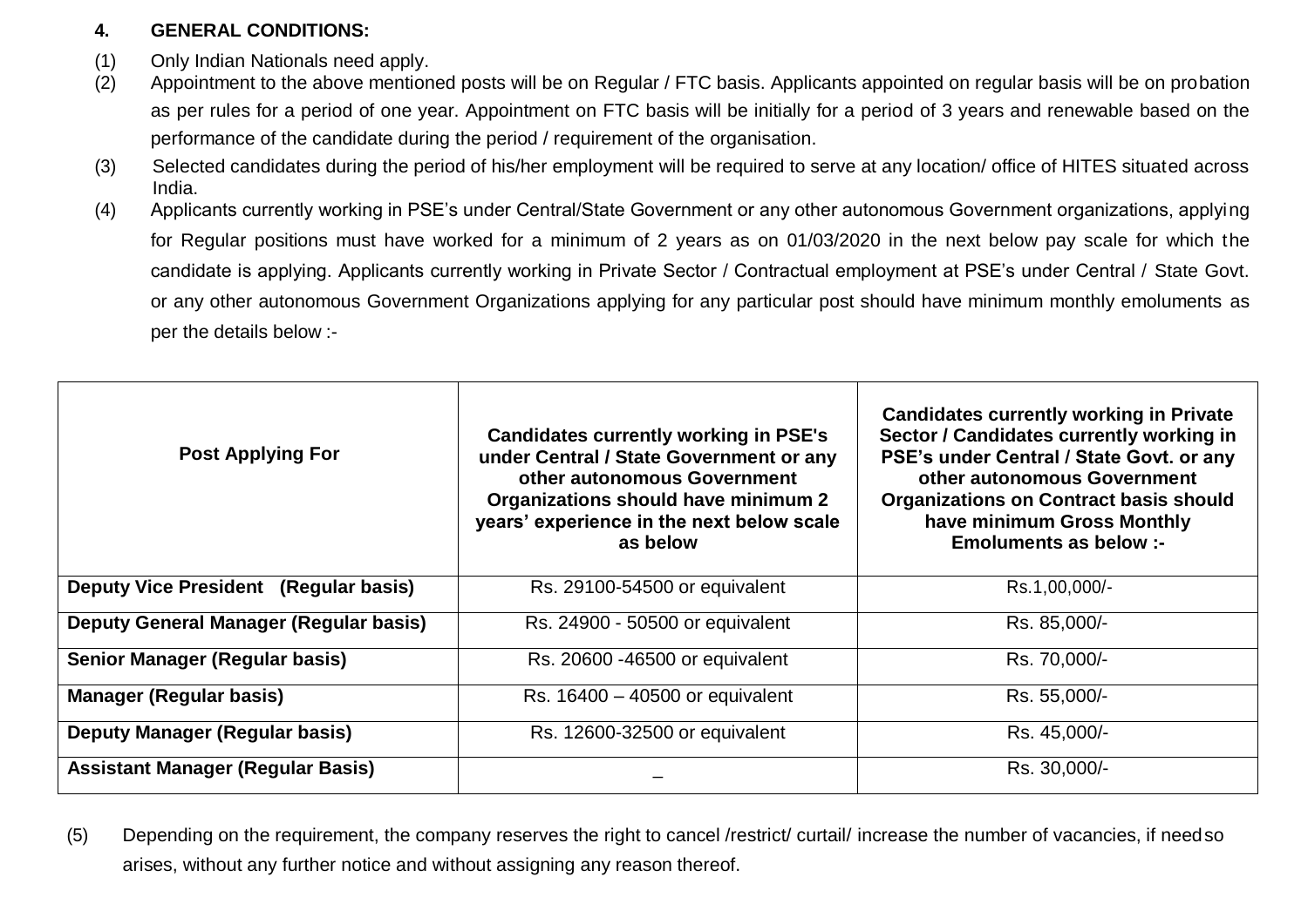## 4. GENERAL CONDITIONS:

(1) Only Indian Nationals need apply.

(2) Appointment to the above mentioned posts will be on Regular / FTC basis. Applicants appointed on regular basis will be on probation as per rules for a period of one year. Appointment on FTC basis will be initially for a period of 3 years and renewable based on the performance of the candidate during the period / requirement of the organisation.

(3) Selected candidates during the period of his/her employment will be required to serve at any location/ office of HITES situated across India.

(4) Applicants currently working in PSE's under Central/State Government or any other autonomous Government organizations, applying for Regular positions must have worked for a minimum of 2 years as on 01/03/2020 in the next below pay scale for which the candidate is applying. Applicants currently working in Private Sector / Contractual employment at PSE's under Central / State Govt. or any other autonomous Government Organizations applying for any particular post should have minimum monthly emoluments as per the details below :-

| Post Applying For | Candidates currently working in PSE's under Central / State Government or any other autonomous Government Organizations should have minimum 2 years' experience in the next below scale as below | Candidates currently working in Private Sector / Candidates currently working in PSE's under Central / State Govt. or any other autonomous Government Organizations on Contract basis should have minimum Gross Monthly Emoluments as below :- |
|---|---|---|
| **Deputy Vice President (Regular basis)** | Rs. 29100-54500 or equivalent | Rs.1,00,000/- |
| **Deputy General Manager (Regular basis)** | Rs. 24900 - 50500 or equivalent | Rs. 85,000/- |
| **Senior Manager (Regular basis)** | Rs. 20600 -46500 or equivalent | Rs. 70,000/- |
| **Manager (Regular basis)** | Rs. 16400 – 40500 or equivalent | Rs. 55,000/- |
| **Deputy Manager (Regular basis)** | Rs. 12600-32500 or equivalent | Rs. 45,000/- |
| **Assistant Manager (Regular Basis)** | _ | Rs. 30,000/- |

(5) Depending on the requirement, the company reserves the right to cancel /restrict/ curtail/ increase the number of vacancies, if need so arises, without any further notice and without assigning any reason thereof.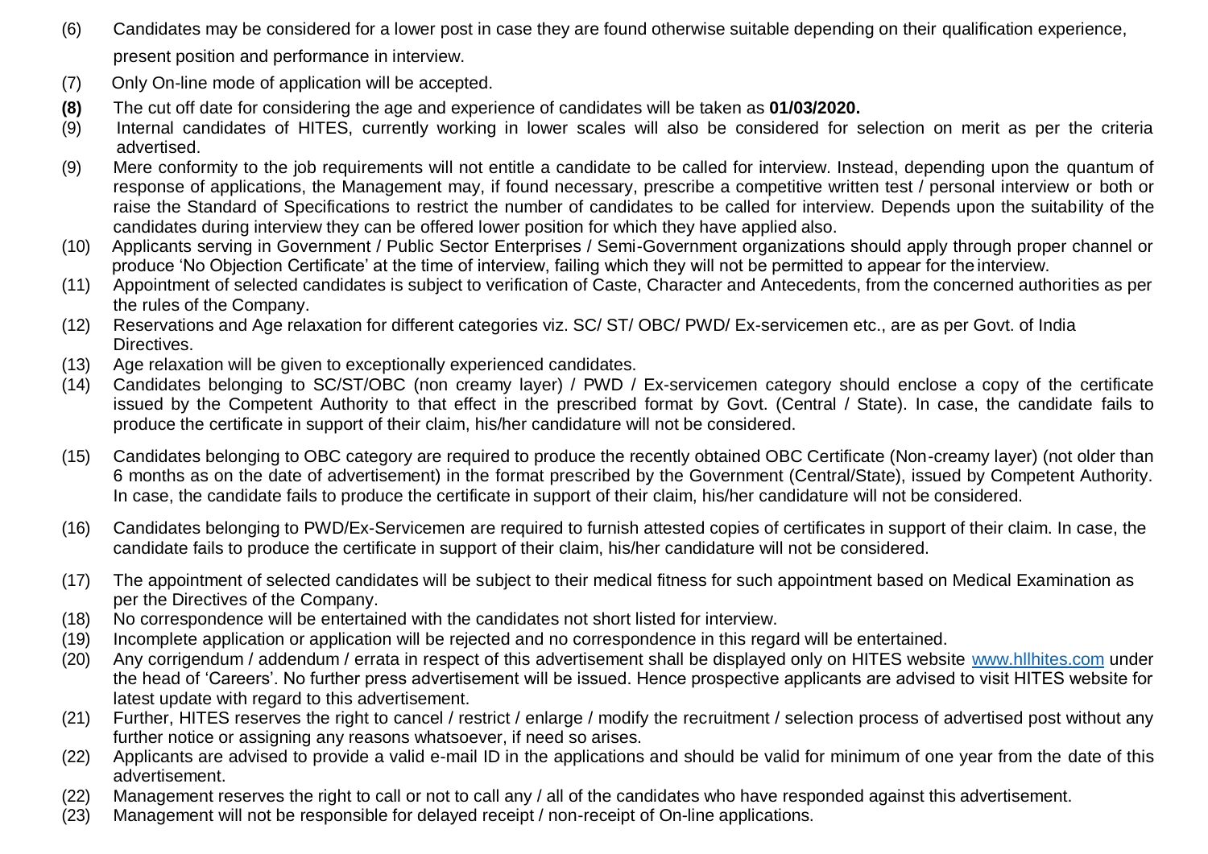(6) Candidates may be considered for a lower post in case they are found otherwise suitable depending on their qualification experience, present position and performance in interview.

(7) Only On-line mode of application will be accepted.

**(8)** The cut off date for considering the age and experience of candidates will be taken as **01/03/2020.**

(9) Internal candidates of HITES, currently working in lower scales will also be considered for selection on merit as per the criteria advertised.

(9) Mere conformity to the job requirements will not entitle a candidate to be called for interview. Instead, depending upon the quantum of response of applications, the Management may, if found necessary, prescribe a competitive written test / personal interview or both or raise the Standard of Specifications to restrict the number of candidates to be called for interview. Depends upon the suitability of the candidates during interview they can be offered lower position for which they have applied also.

(10) Applicants serving in Government / Public Sector Enterprises / Semi-Government organizations should apply through proper channel or produce 'No Objection Certificate' at the time of interview, failing which they will not be permitted to appear for the interview.

(11) Appointment of selected candidates is subject to verification of Caste, Character and Antecedents, from the concerned authorities as per the rules of the Company.

(12) Reservations and Age relaxation for different categories viz. SC/ ST/ OBC/ PWD/ Ex-servicemen etc., are as per Govt. of India Directives.

(13) Age relaxation will be given to exceptionally experienced candidates.

(14) Candidates belonging to SC/ST/OBC (non creamy layer) / PWD / Ex-servicemen category should enclose a copy of the certificate issued by the Competent Authority to that effect in the prescribed format by Govt. (Central / State). In case, the candidate fails to produce the certificate in support of their claim, his/her candidature will not be considered.

(15) Candidates belonging to OBC category are required to produce the recently obtained OBC Certificate (Non-creamy layer) (not older than 6 months as on the date of advertisement) in the format prescribed by the Government (Central/State), issued by Competent Authority. In case, the candidate fails to produce the certificate in support of their claim, his/her candidature will not be considered.

(16) Candidates belonging to PWD/Ex-Servicemen are required to furnish attested copies of certificates in support of their claim. In case, the candidate fails to produce the certificate in support of their claim, his/her candidature will not be considered.

(17) The appointment of selected candidates will be subject to their medical fitness for such appointment based on Medical Examination as per the Directives of the Company.

(18) No correspondence will be entertained with the candidates not short listed for interview.

(19) Incomplete application or application will be rejected and no correspondence in this regard will be entertained.

(20) Any corrigendum / addendum / errata in respect of this advertisement shall be displayed only on HITES website [www.hllhites.com](www.hllhites.com) under the head of 'Careers'. No further press advertisement will be issued. Hence prospective applicants are advised to visit HITES website for latest update with regard to this advertisement.

(21) Further, HITES reserves the right to cancel / restrict / enlarge / modify the recruitment / selection process of advertised post without any further notice or assigning any reasons whatsoever, if need so arises.

(22) Applicants are advised to provide a valid e-mail ID in the applications and should be valid for minimum of one year from the date of this advertisement.

(22) Management reserves the right to call or not to call any / all of the candidates who have responded against this advertisement.

(23) Management will not be responsible for delayed receipt / non-receipt of On-line applications.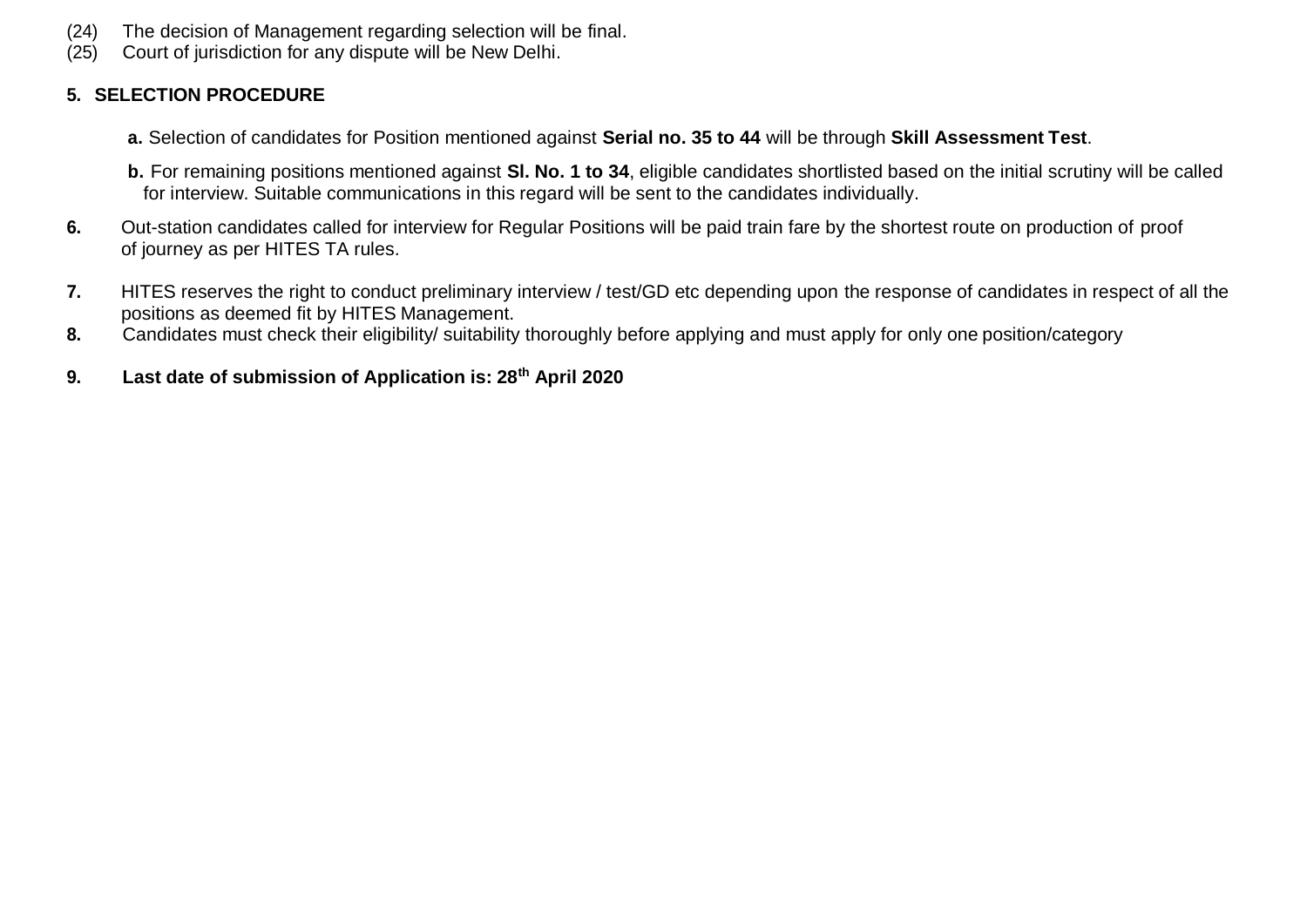(24) The decision of Management regarding selection will be final.

(25) Court of jurisdiction for any dispute will be New Delhi.

**5. SELECTION PROCEDURE**

**a.** Selection of candidates for Position mentioned against **Serial no. 35 to 44** will be through **Skill Assessment Test**.

**b.** For remaining positions mentioned against **Sl. No. 1 to 34**, eligible candidates shortlisted based on the initial scrutiny will be called for interview. Suitable communications in this regard will be sent to the candidates individually.

**6.** Out-station candidates called for interview for Regular Positions will be paid train fare by the shortest route on production of proof of journey as per HITES TA rules.

**7.** HITES reserves the right to conduct preliminary interview / test/GD etc depending upon the response of candidates in respect of all the positions as deemed fit by HITES Management.

**8.** Candidates must check their eligibility/ suitability thoroughly before applying and must apply for only one position/category

**9. Last date of submission of Application is: 28th April 2020**